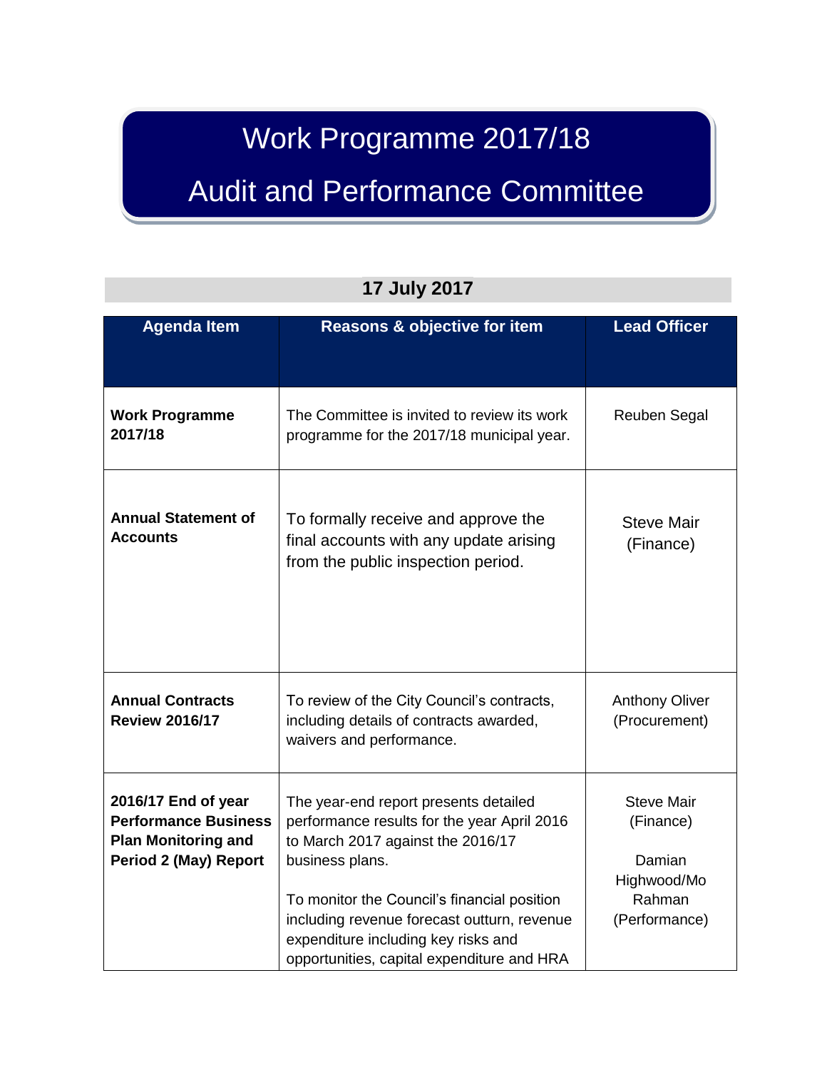# Work Programme 2017/18

# Audit and Performance Committee

## 17 July 2017

| Agenda Item | Reasons & objective for item | Lead Officer |
| --- | --- | --- |
| **Work Programme 2017/18** | The Committee is invited to review its work programme for the 2017/18 municipal year. | Reuben Segal |
| **Annual Statement of Accounts** | To formally receive and approve the final accounts with any update arising from the public inspection period. | Steve Mair (Finance) |
| **Annual Contracts Review 2016/17** | To review of the City Council's contracts, including details of contracts awarded, waivers and performance. | Anthony Oliver (Procurement) |
| **2016/17 End of year Performance Business Plan Monitoring and Period 2 (May) Report** | The year-end report presents detailed performance results for the year April 2016 to March 2017 against the 2016/17 business plans.<br><br>To monitor the Council's financial position including revenue forecast outturn, revenue expenditure including key risks and opportunities, capital expenditure and HRA | Steve Mair (Finance)<br><br>Damian Highwood/Mo Rahman (Performance) |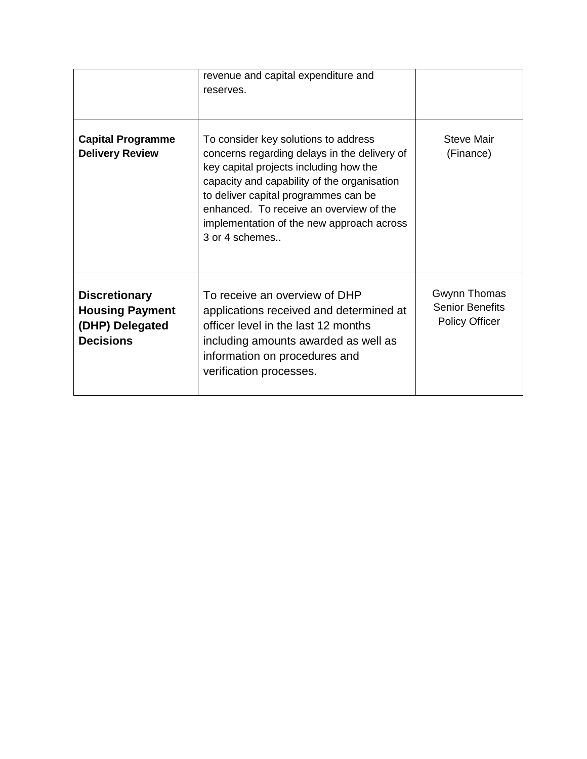| | | |
|---|---|---|
| | revenue and capital expenditure and reserves. | |
| **Capital Programme Delivery Review** | To consider key solutions to address concerns regarding delays in the delivery of key capital projects including how the capacity and capability of the organisation to deliver capital programmes can be enhanced.  To receive an overview of the implementation of the new approach across 3 or 4 schemes.. | Steve Mair (Finance) |
| **Discretionary Housing Payment (DHP) Delegated Decisions** | To receive an overview of DHP applications received and determined at officer level in the last 12 months including amounts awarded as well as information on procedures and verification processes. | Gwynn Thomas Senior Benefits Policy Officer |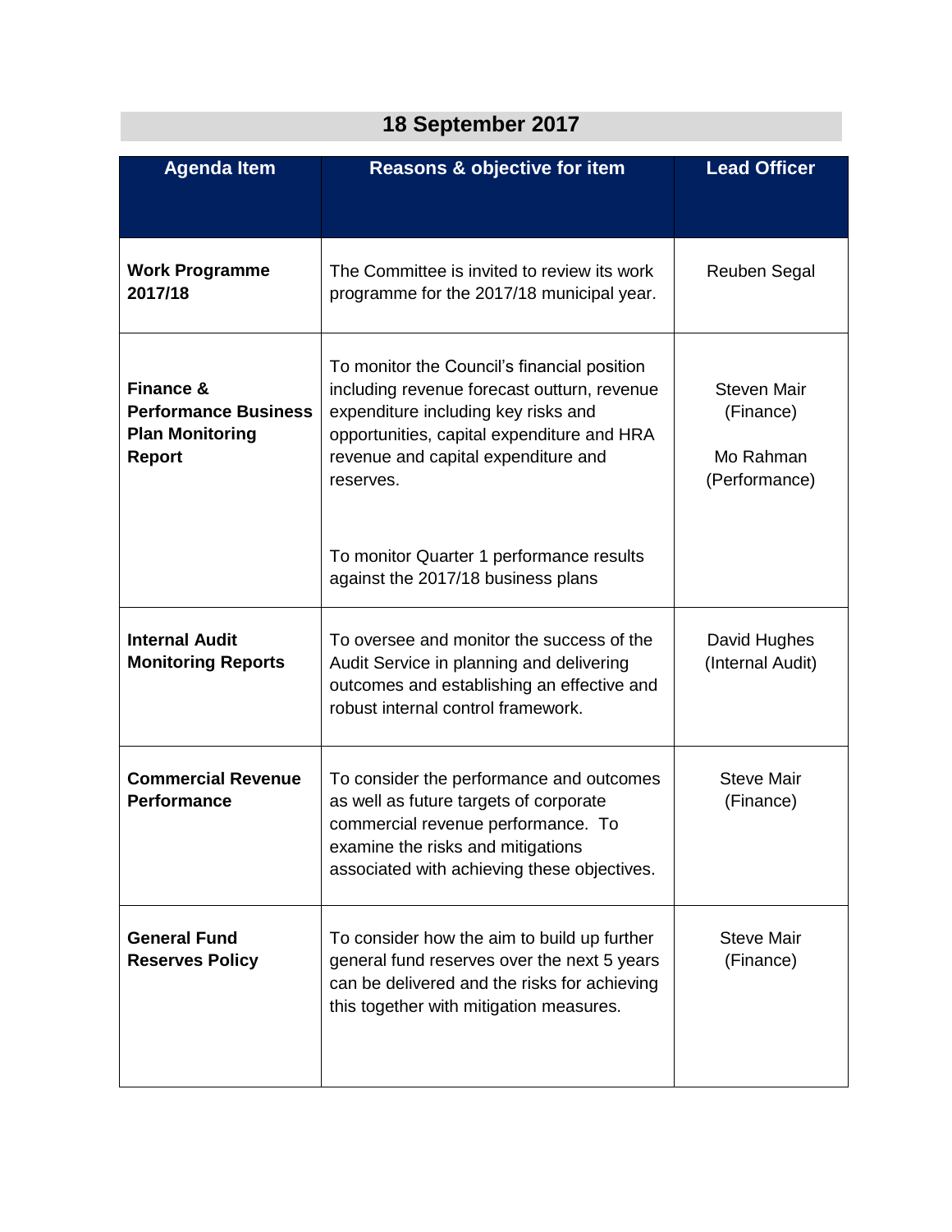## 18 September 2017

| Agenda Item | Reasons & objective for item | Lead Officer |
|---|---|---|
| **Work Programme 2017/18** | The Committee is invited to review its work programme for the 2017/18 municipal year. | Reuben Segal |
| **Finance & Performance Business Plan Monitoring Report** | To monitor the Council's financial position including revenue forecast outturn, revenue expenditure including key risks and opportunities, capital expenditure and HRA revenue and capital expenditure and reserves.<br><br>To monitor Quarter 1 performance results against the 2017/18 business plans | Steven Mair (Finance)<br><br>Mo Rahman (Performance) |
| **Internal Audit Monitoring Reports** | To oversee and monitor the success of the Audit Service in planning and delivering outcomes and establishing an effective and robust internal control framework. | David Hughes (Internal Audit) |
| **Commercial Revenue Performance** | To consider the performance and outcomes as well as future targets of corporate commercial revenue performance. To examine the risks and mitigations associated with achieving these objectives. | Steve Mair (Finance) |
| **General Fund Reserves Policy** | To consider how the aim to build up further general fund reserves over the next 5 years can be delivered and the risks for achieving this together with mitigation measures. | Steve Mair (Finance) |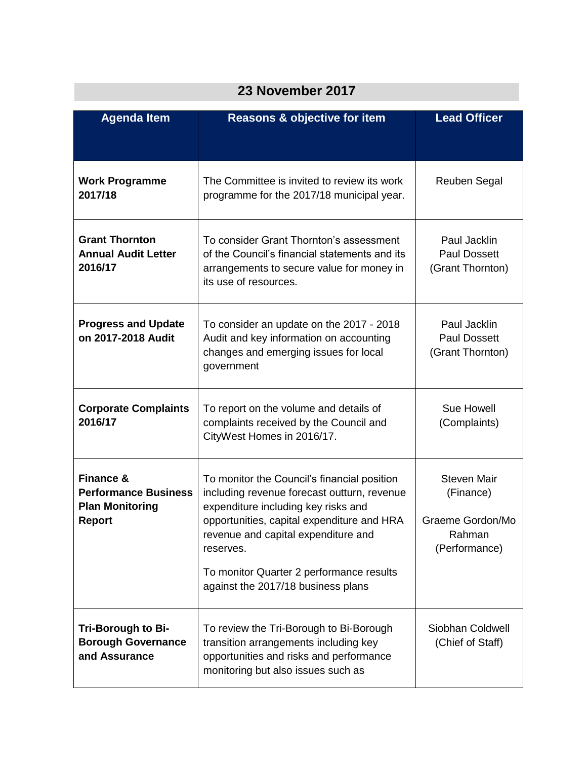## 23 November 2017

| Agenda Item | Reasons & objective for item | Lead Officer |
| --- | --- | --- |
| **Work Programme 2017/18** | The Committee is invited to review its work programme for the 2017/18 municipal year. | Reuben Segal |
| **Grant Thornton Annual Audit Letter 2016/17** | To consider Grant Thornton's assessment of the Council's financial statements and its arrangements to secure value for money in its use of resources. | Paul Jacklin<br>Paul Dossett<br>(Grant Thornton) |
| **Progress and Update on 2017-2018 Audit** | To consider an update on the 2017 - 2018 Audit and key information on accounting changes and emerging issues for local government | Paul Jacklin<br>Paul Dossett<br>(Grant Thornton) |
| **Corporate Complaints 2016/17** | To report on the volume and details of complaints received by the Council and CityWest Homes in 2016/17. | Sue Howell<br>(Complaints) |
| **Finance & Performance Business Plan Monitoring Report** | To monitor the Council's financial position including revenue forecast outturn, revenue expenditure including key risks and opportunities, capital expenditure and HRA revenue and capital expenditure and reserves.<br><br>To monitor Quarter 2 performance results against the 2017/18 business plans | Steven Mair<br>(Finance)<br><br>Graeme Gordon/Mo Rahman<br>(Performance) |
| **Tri-Borough to Bi-Borough Governance and Assurance** | To review the Tri-Borough to Bi-Borough transition arrangements including key opportunities and risks and performance monitoring but also issues such as | Siobhan Coldwell<br>(Chief of Staff) |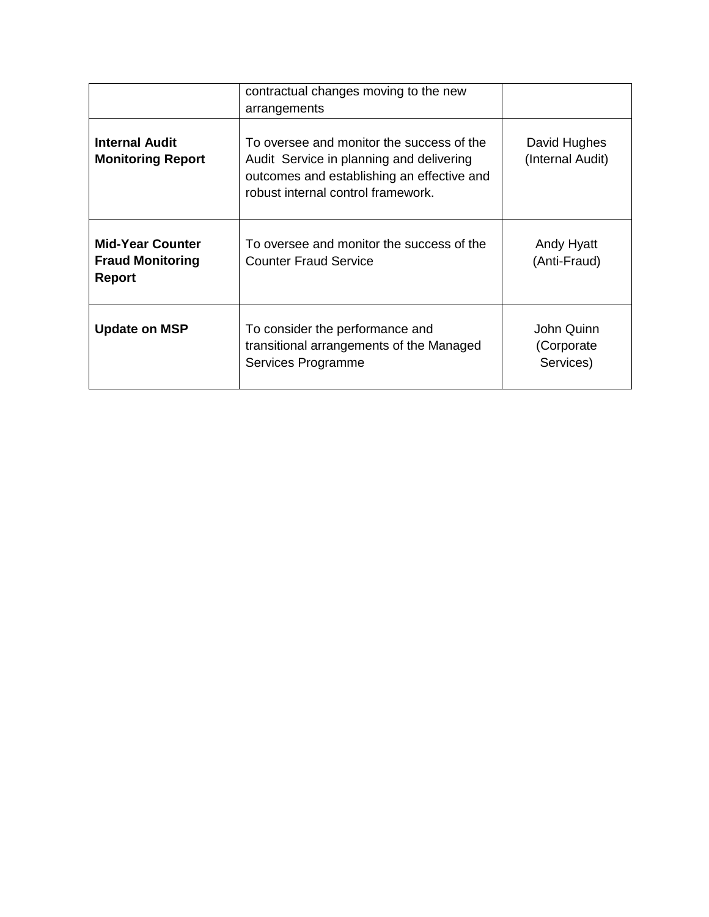|  |  |  |
|---|---|---|
|  | contractual changes moving to the new arrangements |  |
| **Internal Audit Monitoring Report** | To oversee and monitor the success of the Audit  Service in planning and delivering outcomes and establishing an effective and robust internal control framework. | David Hughes (Internal Audit) |
| **Mid-Year Counter Fraud Monitoring Report** | To oversee and monitor the success of the Counter Fraud Service | Andy Hyatt (Anti-Fraud) |
| **Update on MSP** | To consider the performance and transitional arrangements of the Managed Services Programme | John Quinn (Corporate Services) |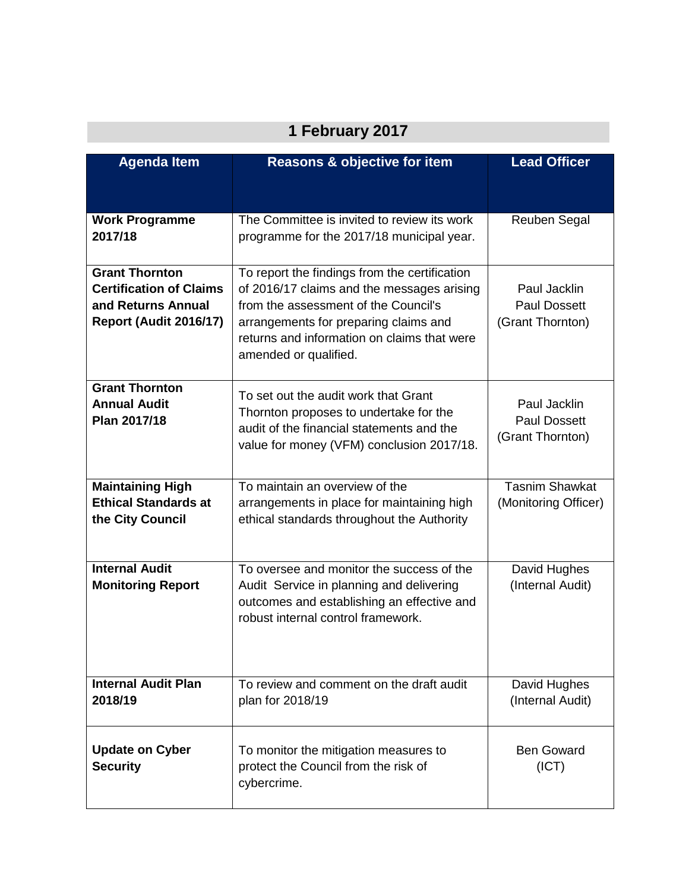## 1 February 2017

| Agenda Item | Reasons & objective for item | Lead Officer |
|---|---|---|
| **Work Programme 2017/18** | The Committee is invited to review its work programme for the 2017/18 municipal year. | Reuben Segal |
| **Grant Thornton Certification of Claims and Returns Annual Report (Audit 2016/17)** | To report the findings from the certification of 2016/17 claims and the messages arising from the assessment of the Council's arrangements for preparing claims and returns and information on claims that were amended or qualified. | Paul Jacklin<br>Paul Dossett<br>(Grant Thornton) |
| **Grant Thornton Annual Audit Plan 2017/18** | To set out the audit work that Grant Thornton proposes to undertake for the audit of the financial statements and the value for money (VFM) conclusion 2017/18. | Paul Jacklin<br>Paul Dossett<br>(Grant Thornton) |
| **Maintaining High Ethical Standards at the City Council** | To maintain an overview of the arrangements in place for maintaining high ethical standards throughout the Authority | Tasnim Shawkat<br>(Monitoring Officer) |
| **Internal Audit Monitoring Report** | To oversee and monitor the success of the Audit Service in planning and delivering outcomes and establishing an effective and robust internal control framework. | David Hughes<br>(Internal Audit) |
| **Internal Audit Plan 2018/19** | To review and comment on the draft audit plan for 2018/19 | David Hughes<br>(Internal Audit) |
| **Update on Cyber Security** | To monitor the mitigation measures to protect the Council from the risk of cybercrime. | Ben Goward<br>(ICT) |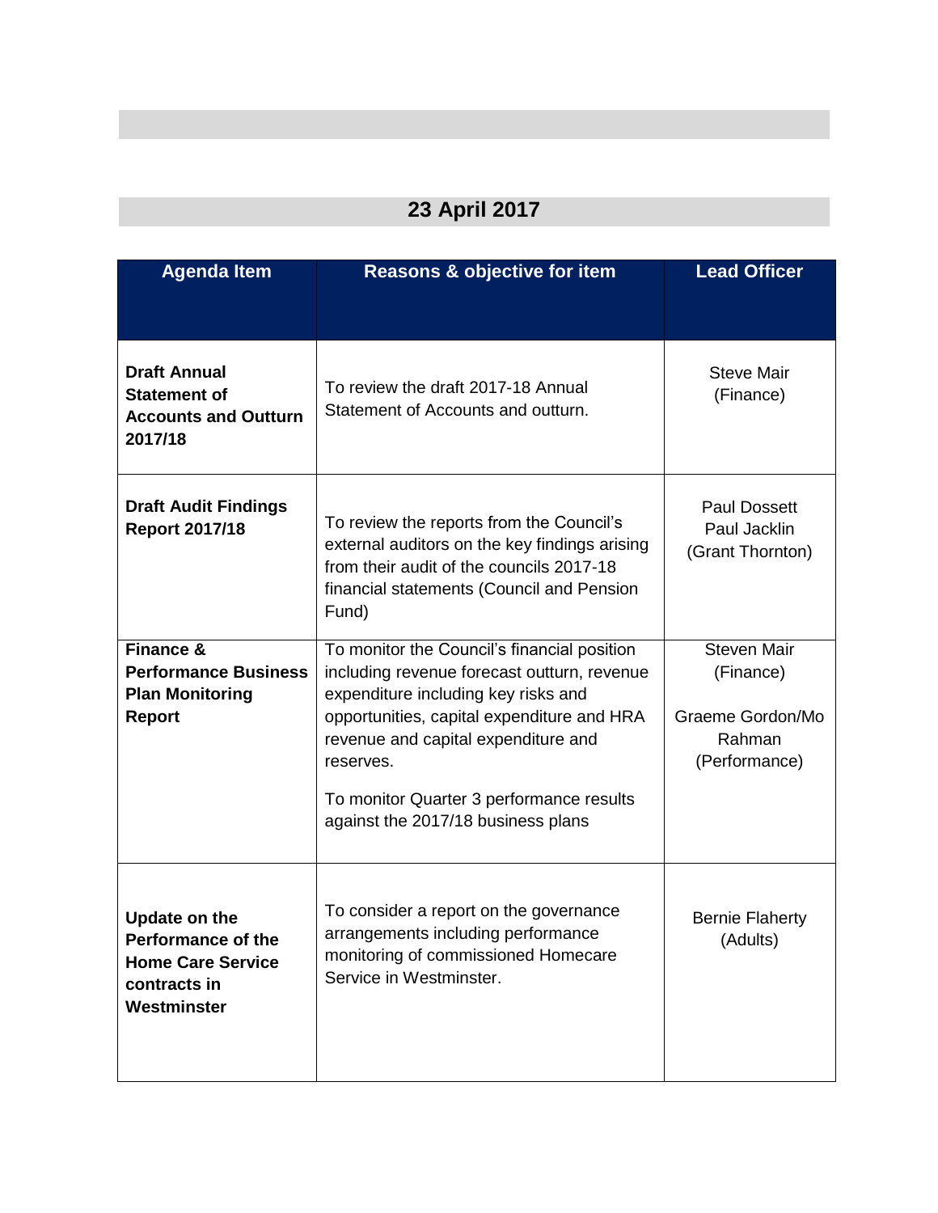## 23 April 2017

| Agenda Item | Reasons & objective for item | Lead Officer |
| --- | --- | --- |
| **Draft Annual Statement of Accounts and Outturn 2017/18** | To review the draft 2017-18 Annual Statement of Accounts and outturn. | Steve Mair (Finance) |
| **Draft Audit Findings Report 2017/18** | To review the reports from the Council's external auditors on the key findings arising from their audit of the councils 2017-18 financial statements (Council and Pension Fund) | Paul Dossett Paul Jacklin (Grant Thornton) |
| **Finance & Performance Business Plan Monitoring Report** | To monitor the Council's financial position including revenue forecast outturn, revenue expenditure including key risks and opportunities, capital expenditure and HRA revenue and capital expenditure and reserves.<br><br>To monitor Quarter 3 performance results against the 2017/18 business plans | Steven Mair (Finance)<br><br>Graeme Gordon/Mo Rahman (Performance) |
| **Update on the Performance of the Home Care Service contracts in Westminster** | To consider a report on the governance arrangements including performance monitoring of commissioned Homecare Service in Westminster. | Bernie Flaherty (Adults) |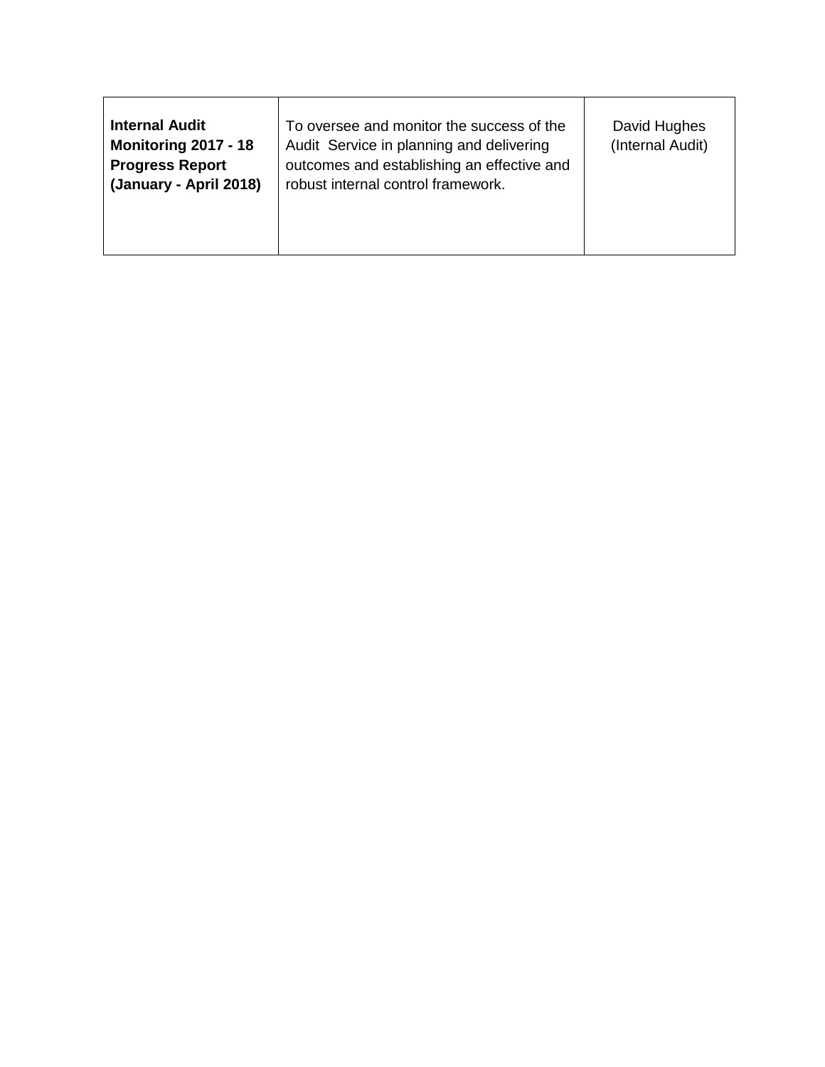| | | |
|---|---|---|
| **Internal Audit Monitoring 2017 - 18 Progress Report (January - April 2018)** | To oversee and monitor the success of the Audit Service in planning and delivering outcomes and establishing an effective and robust internal control framework. | David Hughes (Internal Audit) |